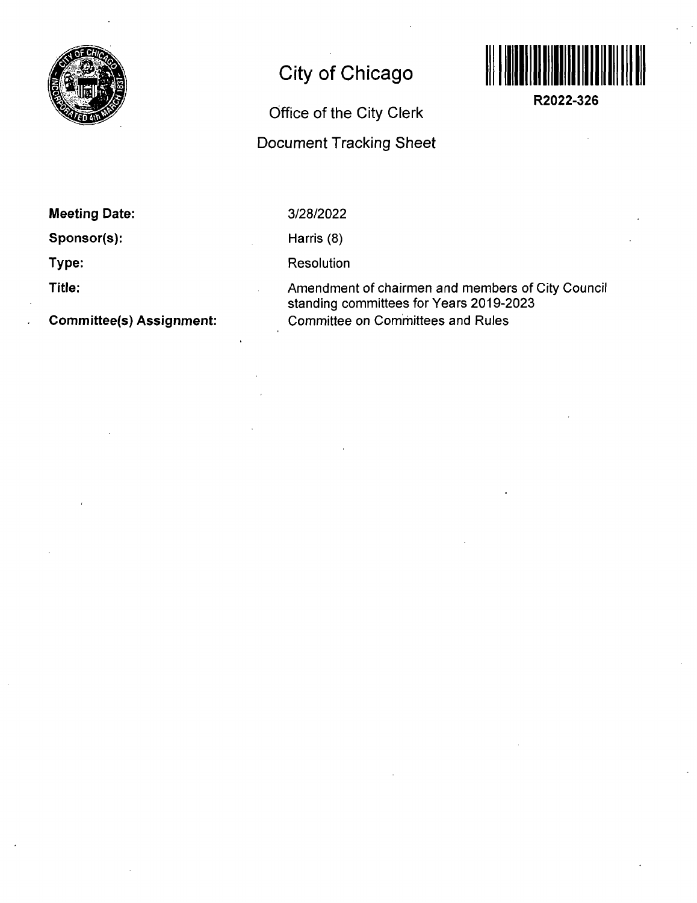# City of Chicago

## Office of the City Clerk

## Document Tracking Sheet

R2022-326

| | |
|---|---|
| **Meeting Date:** | 3/28/2022 |
| **Sponsor(s):** | Harris (8) |
| **Type:** | Resolution |
| **Title:** | Amendment of chairmen and members of City Council standing committees for Years 2019-2023 |
| **Committee(s) Assignment:** | Committee on Committees and Rules |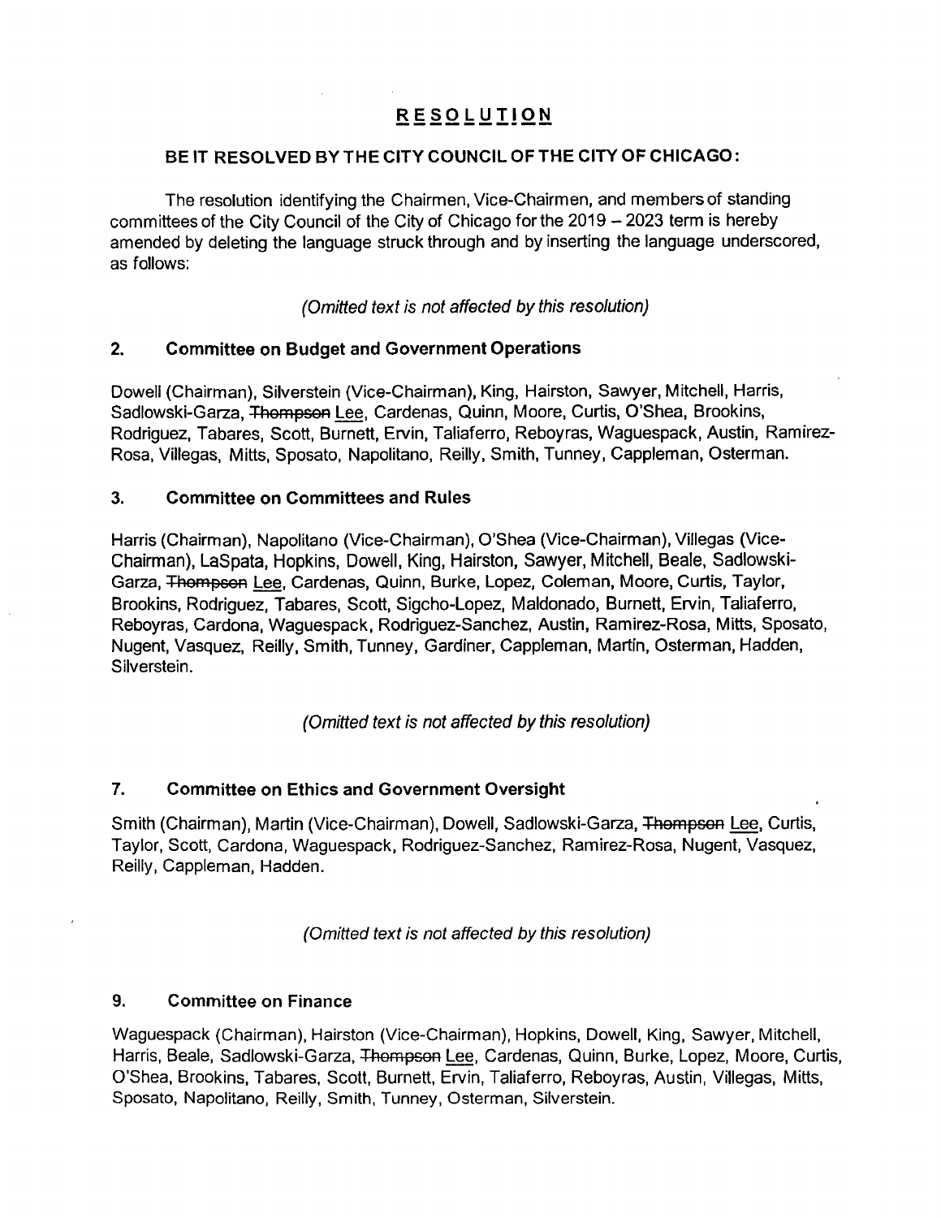# RESOLUTION

**BE IT RESOLVED BY THE CITY COUNCIL OF THE CITY OF CHICAGO:**

The resolution identifying the Chairmen, Vice-Chairmen, and members of standing committees of the City Council of the City of Chicago for the 2019 – 2023 term is hereby amended by deleting the language struck through and by inserting the language underscored, as follows:

*(Omitted text is not affected by this resolution)*

## 2. Committee on Budget and Government Operations

Dowell (Chairman), Silverstein (Vice-Chairman), King, Hairston, Sawyer, Mitchell, Harris, Sadlowski-Garza, ~~Thompson~~ <u>Lee</u>, Cardenas, Quinn, Moore, Curtis, O'Shea, Brookins, Rodriguez, Tabares, Scott, Burnett, Ervin, Taliaferro, Reboyras, Waguespack, Austin, Ramirez-Rosa, Villegas, Mitts, Sposato, Napolitano, Reilly, Smith, Tunney, Cappleman, Osterman.

## 3. Committee on Committees and Rules

Harris (Chairman), Napolitano (Vice-Chairman), O'Shea (Vice-Chairman), Villegas (Vice-Chairman), LaSpata, Hopkins, Dowell, King, Hairston, Sawyer, Mitchell, Beale, Sadlowski-Garza, ~~Thompson~~ <u>Lee</u>, Cardenas, Quinn, Burke, Lopez, Coleman, Moore, Curtis, Taylor, Brookins, Rodriguez, Tabares, Scott, Sigcho-Lopez, Maldonado, Burnett, Ervin, Taliaferro, Reboyras, Cardona, Waguespack, Rodriguez-Sanchez, Austin, Ramirez-Rosa, Mitts, Sposato, Nugent, Vasquez, Reilly, Smith, Tunney, Gardiner, Cappleman, Martin, Osterman, Hadden, Silverstein.

*(Omitted text is not affected by this resolution)*

## 7. Committee on Ethics and Government Oversight

Smith (Chairman), Martin (Vice-Chairman), Dowell, Sadlowski-Garza, ~~Thompson~~ <u>Lee</u>, Curtis, Taylor, Scott, Cardona, Waguespack, Rodriguez-Sanchez, Ramirez-Rosa, Nugent, Vasquez, Reilly, Cappleman, Hadden.

*(Omitted text is not affected by this resolution)*

## 9. Committee on Finance

Waguespack (Chairman), Hairston (Vice-Chairman), Hopkins, Dowell, King, Sawyer, Mitchell, Harris, Beale, Sadlowski-Garza, ~~Thompson~~ <u>Lee</u>, Cardenas, Quinn, Burke, Lopez, Moore, Curtis, O'Shea, Brookins, Tabares, Scott, Burnett, Ervin, Taliaferro, Reboyras, Austin, Villegas, Mitts, Sposato, Napolitano, Reilly, Smith, Tunney, Osterman, Silverstein.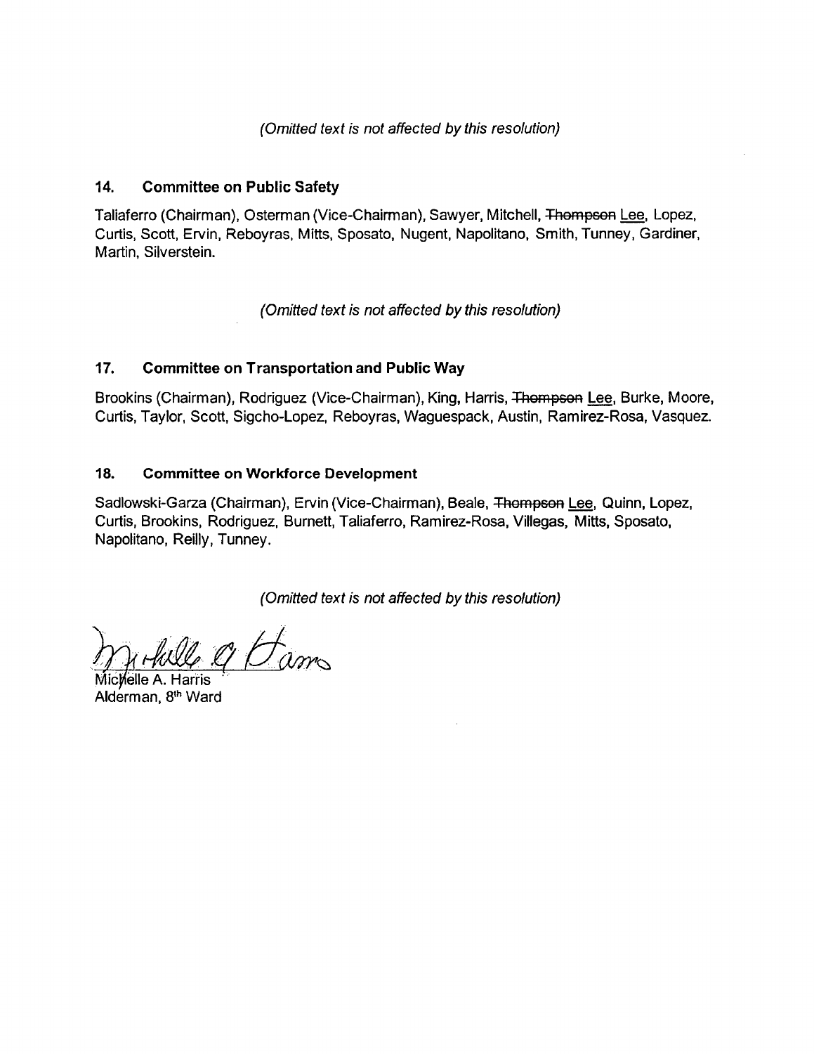*(Omitted text is not affected by this resolution)*

### 14. Committee on Public Safety

Taliaferro (Chairman), Osterman (Vice-Chairman), Sawyer, Mitchell, ~~Thompson~~ <u>Lee</u>, Lopez, Curtis, Scott, Ervin, Reboyras, Mitts, Sposato, Nugent, Napolitano, Smith, Tunney, Gardiner, Martin, Silverstein.

*(Omitted text is not affected by this resolution)*

### 17. Committee on Transportation and Public Way

Brookins (Chairman), Rodriguez (Vice-Chairman), King, Harris, ~~Thompson~~ <u>Lee</u>, Burke, Moore, Curtis, Taylor, Scott, Sigcho-Lopez, Reboyras, Waguespack, Austin, Ramirez-Rosa, Vasquez.

### 18. Committee on Workforce Development

Sadlowski-Garza (Chairman), Ervin (Vice-Chairman), Beale, ~~Thompson~~ <u>Lee</u>, Quinn, Lopez, Curtis, Brookins, Rodriguez, Burnett, Taliaferro, Ramirez-Rosa, Villegas, Mitts, Sposato, Napolitano, Reilly, Tunney.

*(Omitted text is not affected by this resolution)*

Michelle A. Harris
Alderman, 8th Ward